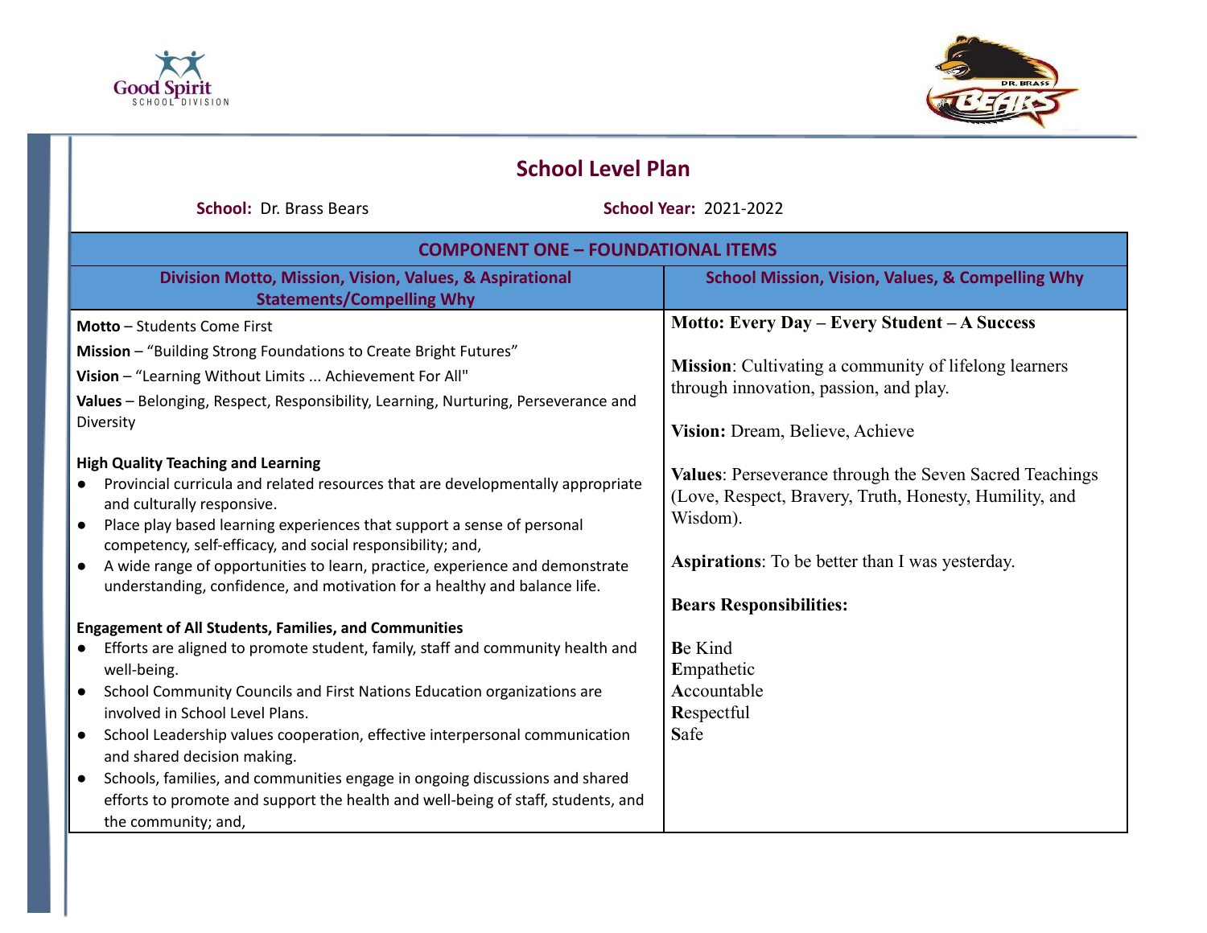# School Level Plan

**School:** Dr. Brass Bears **School Year:** 2021-2022

| COMPONENT ONE – FOUNDATIONAL ITEMS | |
|---|---|
| **Division Motto, Mission, Vision, Values, & Aspirational Statements/Compelling Why** | **School Mission, Vision, Values, & Compelling Why** |
| **Motto** – Students Come First<br><br>**Mission** – "Building Strong Foundations to Create Bright Futures"<br><br>**Vision** – "Learning Without Limits ... Achievement For All"<br><br>**Values** – Belonging, Respect, Responsibility, Learning, Nurturing, Perseverance and Diversity<br><br>**High Quality Teaching and Learning**<br>● Provincial curricula and related resources that are developmentally appropriate and culturally responsive.<br>● Place play based learning experiences that support a sense of personal competency, self-efficacy, and social responsibility; and,<br>● A wide range of opportunities to learn, practice, experience and demonstrate understanding, confidence, and motivation for a healthy and balance life.<br><br>**Engagement of All Students, Families, and Communities**<br>● Efforts are aligned to promote student, family, staff and community health and well-being.<br>● School Community Councils and First Nations Education organizations are involved in School Level Plans.<br>● School Leadership values cooperation, effective interpersonal communication and shared decision making.<br>● Schools, families, and communities engage in ongoing discussions and shared efforts to promote and support the health and well-being of staff, students, and the community; and, | **Motto: Every Day – Every Student – A Success**<br><br>**Mission**: Cultivating a community of lifelong learners through innovation, passion, and play.<br><br>**Vision:** Dream, Believe, Achieve<br><br>**Values**: Perseverance through the Seven Sacred Teachings (Love, Respect, Bravery, Truth, Honesty, Humility, and Wisdom).<br><br>**Aspirations**: To be better than I was yesterday.<br><br>**Bears Responsibilities:**<br><br>**B**e Kind<br>**E**mpathetic<br>**A**ccountable<br>**R**espectful<br>**S**afe |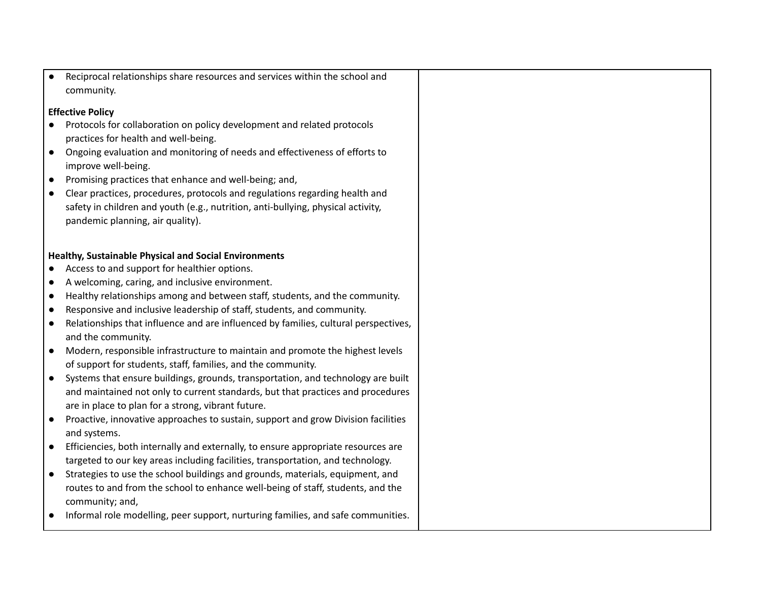| | |
|---|---|
| ● Reciprocal relationships share resources and services within the school and community.<br><br>**Effective Policy**<br>● Protocols for collaboration on policy development and related protocols practices for health and well-being.<br>● Ongoing evaluation and monitoring of needs and effectiveness of efforts to improve well-being.<br>● Promising practices that enhance and well-being; and,<br>● Clear practices, procedures, protocols and regulations regarding health and safety in children and youth (e.g., nutrition, anti-bullying, physical activity, pandemic planning, air quality).<br><br>**Healthy, Sustainable Physical and Social Environments**<br>● Access to and support for healthier options.<br>● A welcoming, caring, and inclusive environment.<br>● Healthy relationships among and between staff, students, and the community.<br>● Responsive and inclusive leadership of staff, students, and community.<br>● Relationships that influence and are influenced by families, cultural perspectives, and the community.<br>● Modern, responsible infrastructure to maintain and promote the highest levels of support for students, staff, families, and the community.<br>● Systems that ensure buildings, grounds, transportation, and technology are built and maintained not only to current standards, but that practices and procedures are in place to plan for a strong, vibrant future.<br>● Proactive, innovative approaches to sustain, support and grow Division facilities and systems.<br>● Efficiencies, both internally and externally, to ensure appropriate resources are targeted to our key areas including facilities, transportation, and technology.<br>● Strategies to use the school buildings and grounds, materials, equipment, and routes to and from the school to enhance well-being of staff, students, and the community; and,<br>● Informal role modelling, peer support, nurturing families, and safe communities. | |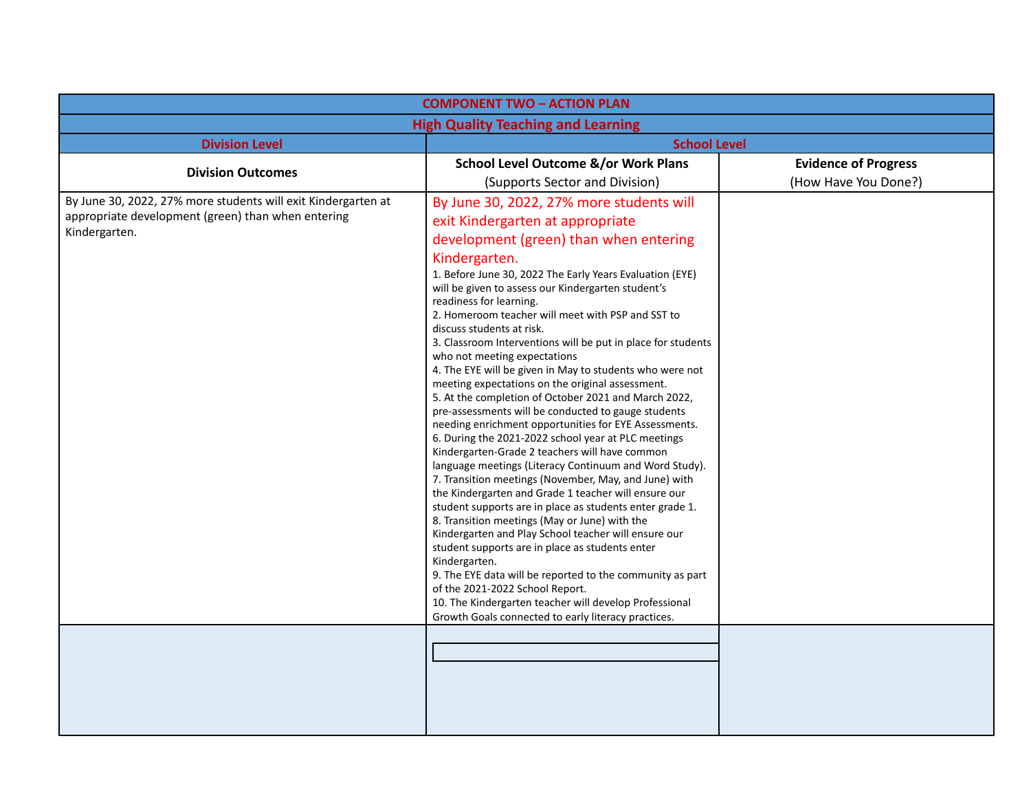| COMPONENT TWO – ACTION PLAN | | |
|---|---|---|
| **High Quality Teaching and Learning** | | |
| **Division Level** | **School Level** | |
| **Division Outcomes** | **School Level Outcome &/or Work Plans** (Supports Sector and Division) | **Evidence of Progress** (How Have You Done?) |
| By June 30, 2022, 27% more students will exit Kindergarten at appropriate development (green) than when entering Kindergarten. | By June 30, 2022, 27% more students will exit Kindergarten at appropriate development (green) than when entering Kindergarten.<br>1. Before June 30, 2022 The Early Years Evaluation (EYE) will be given to assess our Kindergarten student's readiness for learning.<br>2. Homeroom teacher will meet with PSP and SST to discuss students at risk.<br>3. Classroom Interventions will be put in place for students who not meeting expectations<br>4. The EYE will be given in May to students who were not meeting expectations on the original assessment.<br>5. At the completion of October 2021 and March 2022, pre-assessments will be conducted to gauge students needing enrichment opportunities for EYE Assessments.<br>6. During the 2021-2022 school year at PLC meetings Kindergarten-Grade 2 teachers will have common language meetings (Literacy Continuum and Word Study).<br>7. Transition meetings (November, May, and June) with the Kindergarten and Grade 1 teacher will ensure our student supports are in place as students enter grade 1.<br>8. Transition meetings (May or June) with the Kindergarten and Play School teacher will ensure our student supports are in place as students enter Kindergarten.<br>9. The EYE data will be reported to the community as part of the 2021-2022 School Report.<br>10. The Kindergarten teacher will develop Professional Growth Goals connected to early literacy practices. | |
| | | |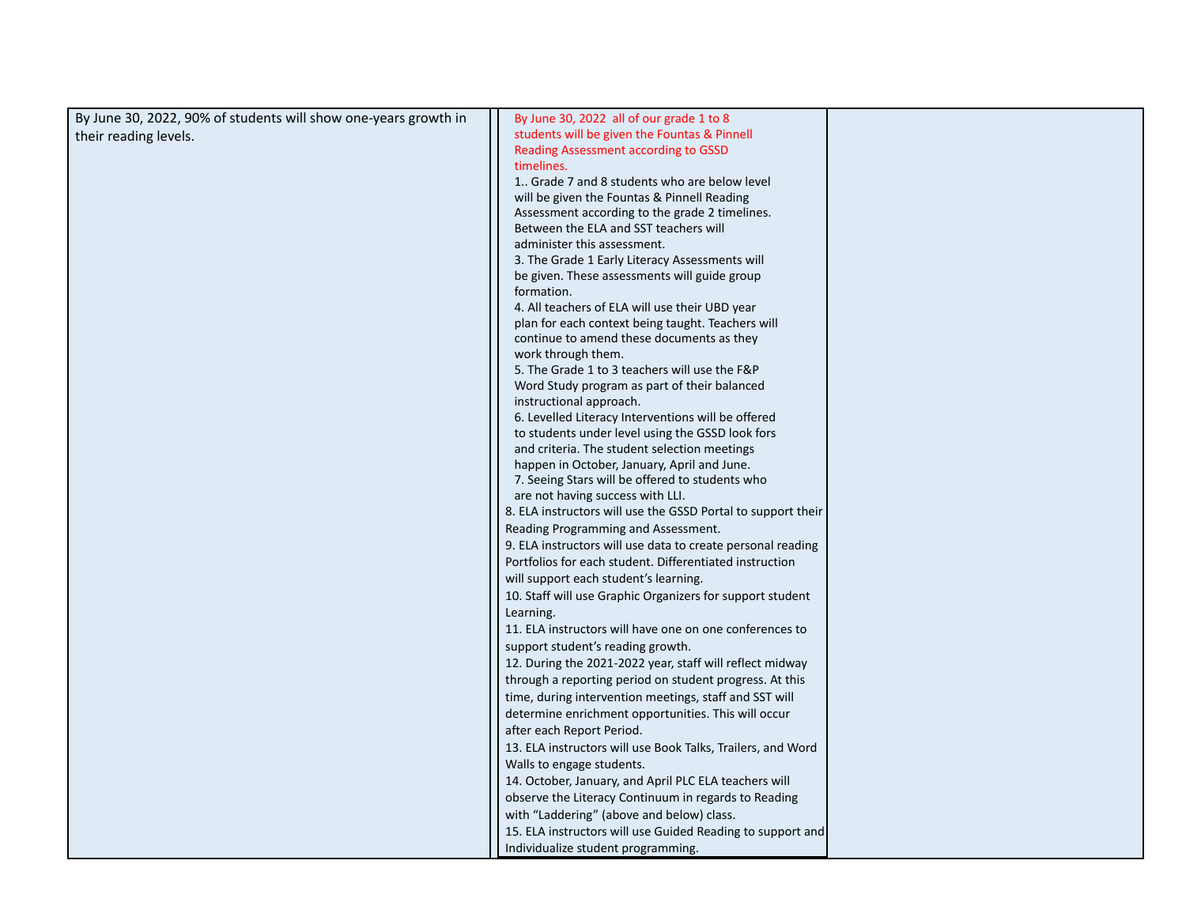| | | | |
|---|---|---|---|
| By June 30, 2022, 90% of students will show one-years growth in their reading levels. | | By June 30, 2022 all of our grade 1 to 8 students will be given the Fountas & Pinnell Reading Assessment according to GSSD timelines.<br>1.. Grade 7 and 8 students who are below level will be given the Fountas & Pinnell Reading Assessment according to the grade 2 timelines. Between the ELA and SST teachers will administer this assessment.<br>3. The Grade 1 Early Literacy Assessments will be given. These assessments will guide group formation.<br>4. All teachers of ELA will use their UBD year plan for each context being taught. Teachers will continue to amend these documents as they work through them.<br>5. The Grade 1 to 3 teachers will use the F&P Word Study program as part of their balanced instructional approach.<br>6. Levelled Literacy Interventions will be offered to students under level using the GSSD look fors and criteria. The student selection meetings happen in October, January, April and June.<br>7. Seeing Stars will be offered to students who are not having success with LLI.<br>8. ELA instructors will use the GSSD Portal to support their Reading Programming and Assessment.<br>9. ELA instructors will use data to create personal reading Portfolios for each student. Differentiated instruction will support each student's learning.<br>10. Staff will use Graphic Organizers for support student Learning.<br>11. ELA instructors will have one on one conferences to support student's reading growth.<br>12. During the 2021-2022 year, staff will reflect midway through a reporting period on student progress. At this time, during intervention meetings, staff and SST will determine enrichment opportunities. This will occur after each Report Period.<br>13. ELA instructors will use Book Talks, Trailers, and Word Walls to engage students.<br>14. October, January, and April PLC ELA teachers will observe the Literacy Continuum in regards to Reading with "Laddering" (above and below) class.<br>15. ELA instructors will use Guided Reading to support and Individualize student programming. | |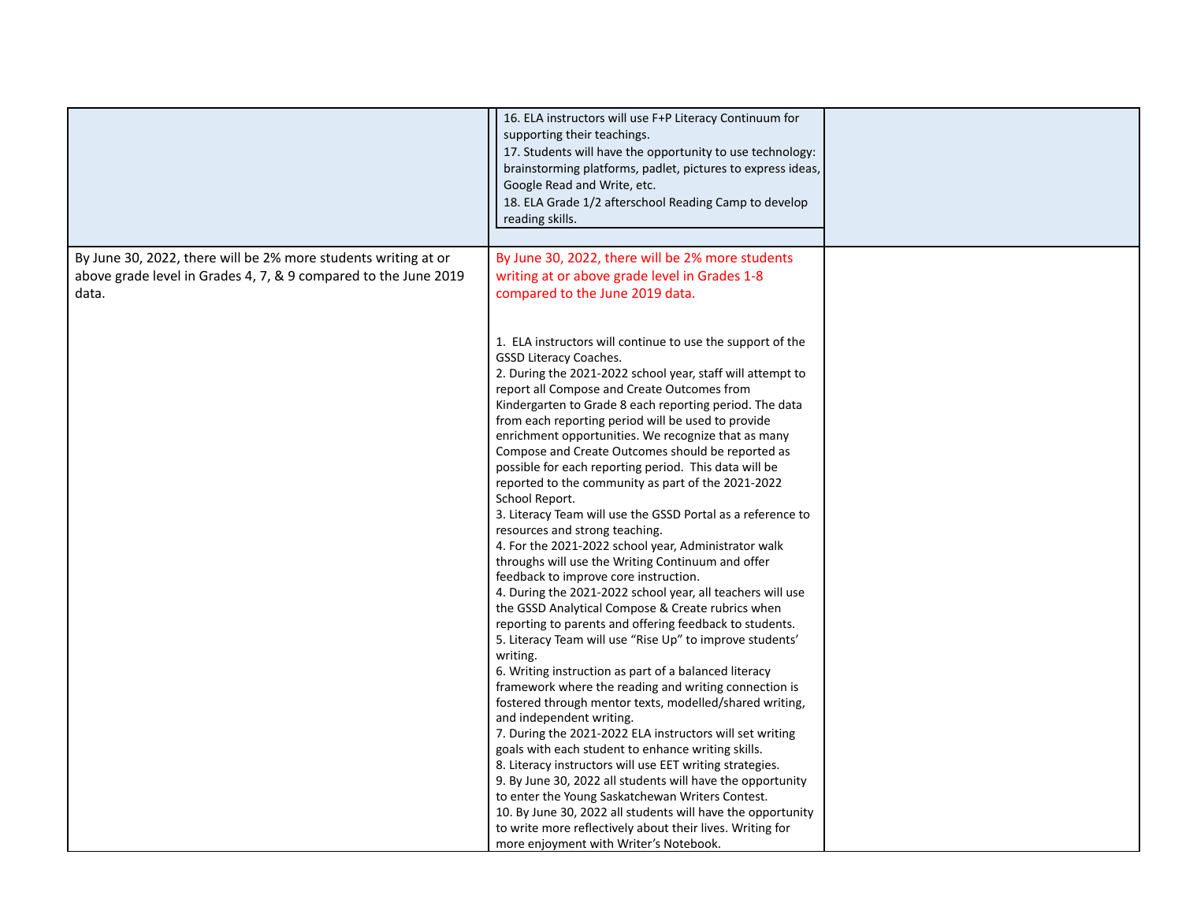| | | |
|---|---|---|
| | 16. ELA instructors will use F+P Literacy Continuum for supporting their teachings.<br>17. Students will have the opportunity to use technology: brainstorming platforms, padlet, pictures to express ideas, Google Read and Write, etc.<br>18. ELA Grade 1/2 afterschool Reading Camp to develop reading skills. | |
| By June 30, 2022, there will be 2% more students writing at or above grade level in Grades 4, 7, & 9 compared to the June 2019 data. | By June 30, 2022, there will be 2% more students writing at or above grade level in Grades 1-8 compared to the June 2019 data.<br><br>1. ELA instructors will continue to use the support of the GSSD Literacy Coaches.<br>2. During the 2021-2022 school year, staff will attempt to report all Compose and Create Outcomes from Kindergarten to Grade 8 each reporting period. The data from each reporting period will be used to provide enrichment opportunities. We recognize that as many Compose and Create Outcomes should be reported as possible for each reporting period. This data will be reported to the community as part of the 2021-2022 School Report.<br>3. Literacy Team will use the GSSD Portal as a reference to resources and strong teaching.<br>4. For the 2021-2022 school year, Administrator walk throughs will use the Writing Continuum and offer feedback to improve core instruction.<br>4. During the 2021-2022 school year, all teachers will use the GSSD Analytical Compose & Create rubrics when reporting to parents and offering feedback to students.<br>5. Literacy Team will use "Rise Up" to improve students' writing.<br>6. Writing instruction as part of a balanced literacy framework where the reading and writing connection is fostered through mentor texts, modelled/shared writing, and independent writing.<br>7. During the 2021-2022 ELA instructors will set writing goals with each student to enhance writing skills.<br>8. Literacy instructors will use EET writing strategies.<br>9. By June 30, 2022 all students will have the opportunity to enter the Young Saskatchewan Writers Contest.<br>10. By June 30, 2022 all students will have the opportunity to write more reflectively about their lives. Writing for more enjoyment with Writer's Notebook. | |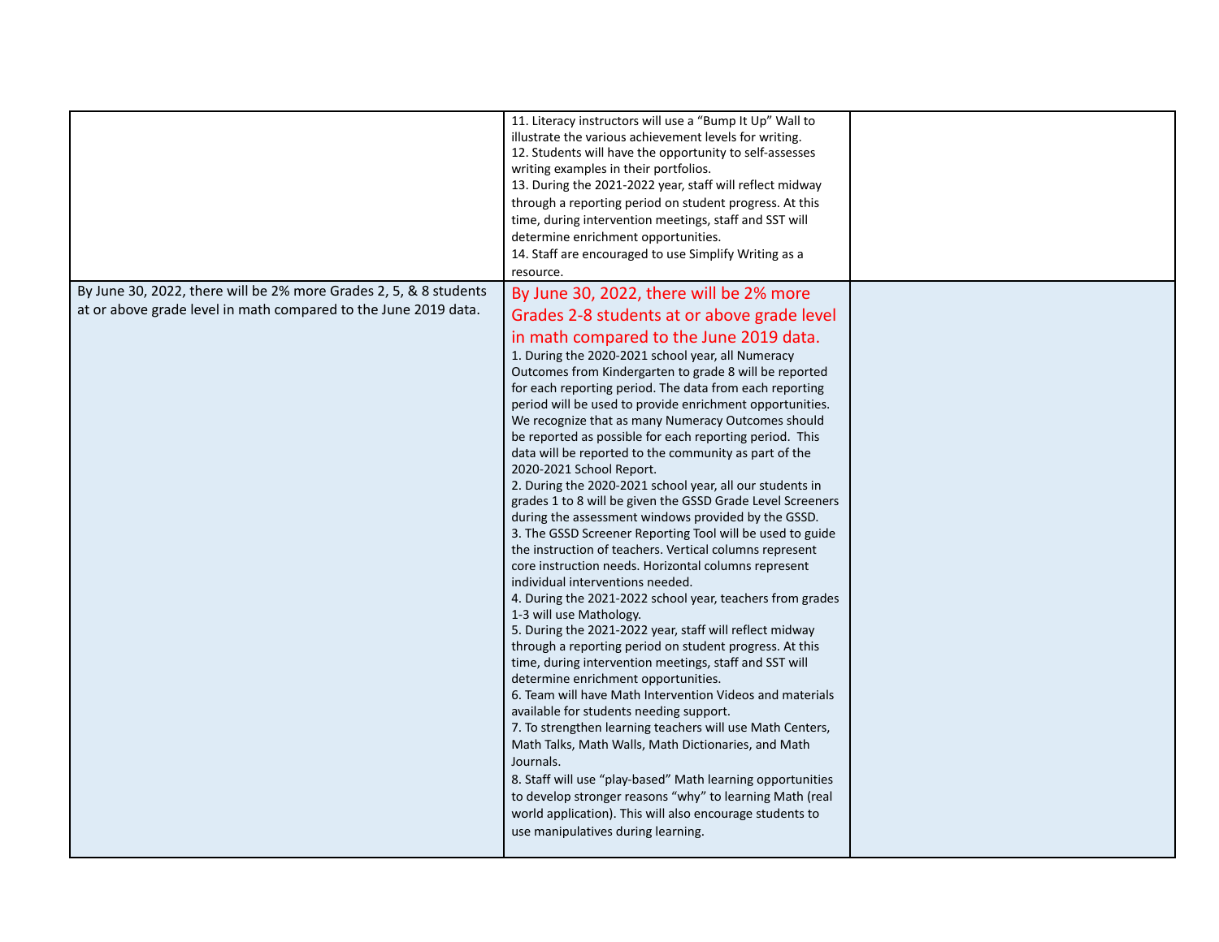| | | |
|---|---|---|
| | 11. Literacy instructors will use a "Bump It Up" Wall to illustrate the various achievement levels for writing.<br>12. Students will have the opportunity to self-assesses writing examples in their portfolios.<br>13. During the 2021-2022 year, staff will reflect midway through a reporting period on student progress. At this time, during intervention meetings, staff and SST will determine enrichment opportunities.<br>14. Staff are encouraged to use Simplify Writing as a resource. | |
| By June 30, 2022, there will be 2% more Grades 2, 5, & 8 students at or above grade level in math compared to the June 2019 data. | By June 30, 2022, there will be 2% more Grades 2-8 students at or above grade level in math compared to the June 2019 data.<br>1. During the 2020-2021 school year, all Numeracy Outcomes from Kindergarten to grade 8 will be reported for each reporting period. The data from each reporting period will be used to provide enrichment opportunities. We recognize that as many Numeracy Outcomes should be reported as possible for each reporting period. This data will be reported to the community as part of the 2020-2021 School Report.<br>2. During the 2020-2021 school year, all our students in grades 1 to 8 will be given the GSSD Grade Level Screeners during the assessment windows provided by the GSSD.<br>3. The GSSD Screener Reporting Tool will be used to guide the instruction of teachers. Vertical columns represent core instruction needs. Horizontal columns represent individual interventions needed.<br>4. During the 2021-2022 school year, teachers from grades 1-3 will use Mathology.<br>5. During the 2021-2022 year, staff will reflect midway through a reporting period on student progress. At this time, during intervention meetings, staff and SST will determine enrichment opportunities.<br>6. Team will have Math Intervention Videos and materials available for students needing support.<br>7. To strengthen learning teachers will use Math Centers, Math Talks, Math Walls, Math Dictionaries, and Math Journals.<br>8. Staff will use "play-based" Math learning opportunities to develop stronger reasons "why" to learning Math (real world application). This will also encourage students to use manipulatives during learning. | |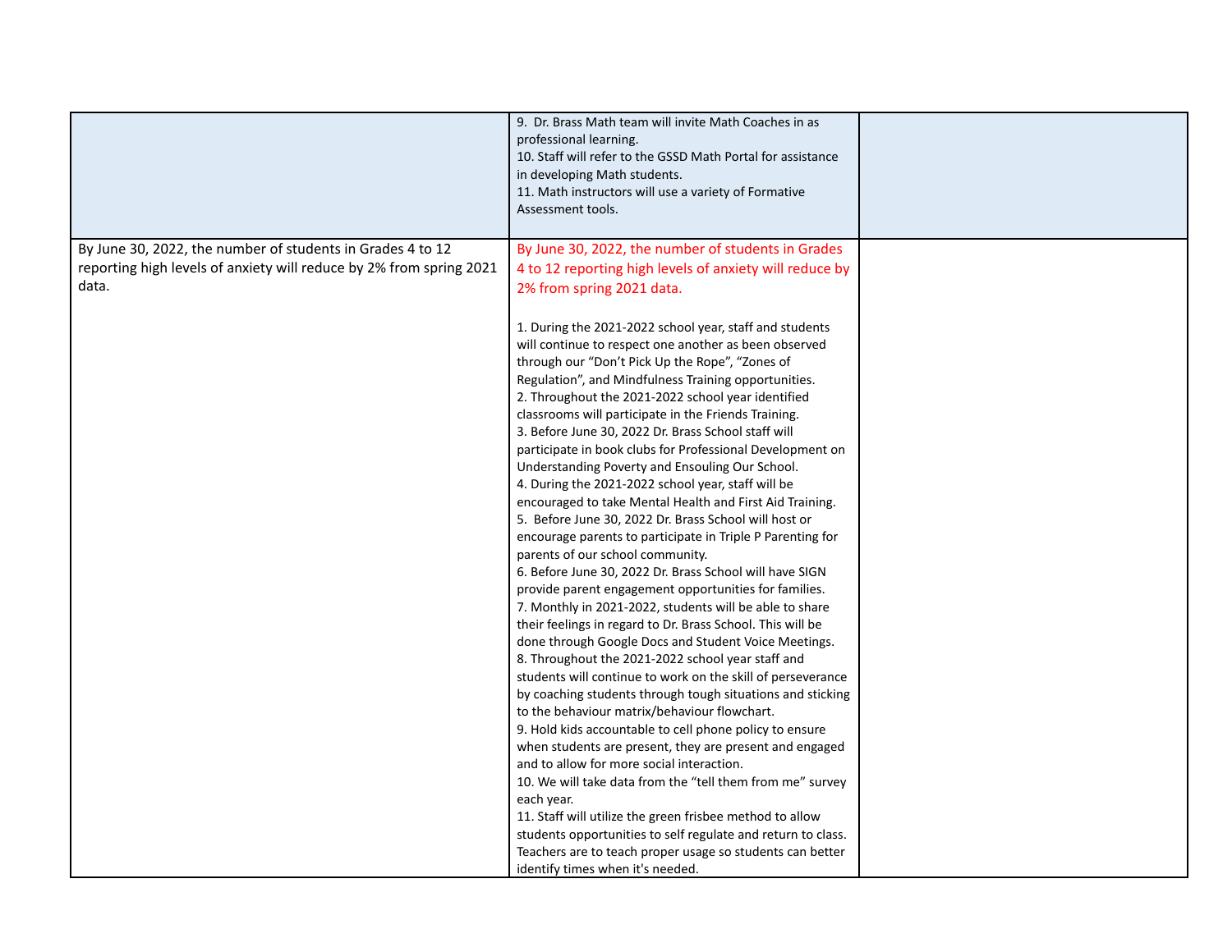| | | |
|---|---|---|
| | 9. Dr. Brass Math team will invite Math Coaches in as professional learning.<br>10. Staff will refer to the GSSD Math Portal for assistance in developing Math students.<br>11. Math instructors will use a variety of Formative Assessment tools. | |
| By June 30, 2022, the number of students in Grades 4 to 12 reporting high levels of anxiety will reduce by 2% from spring 2021 data. | By June 30, 2022, the number of students in Grades 4 to 12 reporting high levels of anxiety will reduce by 2% from spring 2021 data.<br><br>1. During the 2021-2022 school year, staff and students will continue to respect one another as been observed through our "Don't Pick Up the Rope", "Zones of Regulation", and Mindfulness Training opportunities.<br>2. Throughout the 2021-2022 school year identified classrooms will participate in the Friends Training.<br>3. Before June 30, 2022 Dr. Brass School staff will participate in book clubs for Professional Development on Understanding Poverty and Ensouling Our School.<br>4. During the 2021-2022 school year, staff will be encouraged to take Mental Health and First Aid Training.<br>5. Before June 30, 2022 Dr. Brass School will host or encourage parents to participate in Triple P Parenting for parents of our school community.<br>6. Before June 30, 2022 Dr. Brass School will have SIGN provide parent engagement opportunities for families.<br>7. Monthly in 2021-2022, students will be able to share their feelings in regard to Dr. Brass School. This will be done through Google Docs and Student Voice Meetings.<br>8. Throughout the 2021-2022 school year staff and students will continue to work on the skill of perseverance by coaching students through tough situations and sticking to the behaviour matrix/behaviour flowchart.<br>9. Hold kids accountable to cell phone policy to ensure when students are present, they are present and engaged and to allow for more social interaction.<br>10. We will take data from the "tell them from me" survey each year.<br>11. Staff will utilize the green frisbee method to allow students opportunities to self regulate and return to class. Teachers are to teach proper usage so students can better identify times when it's needed. | |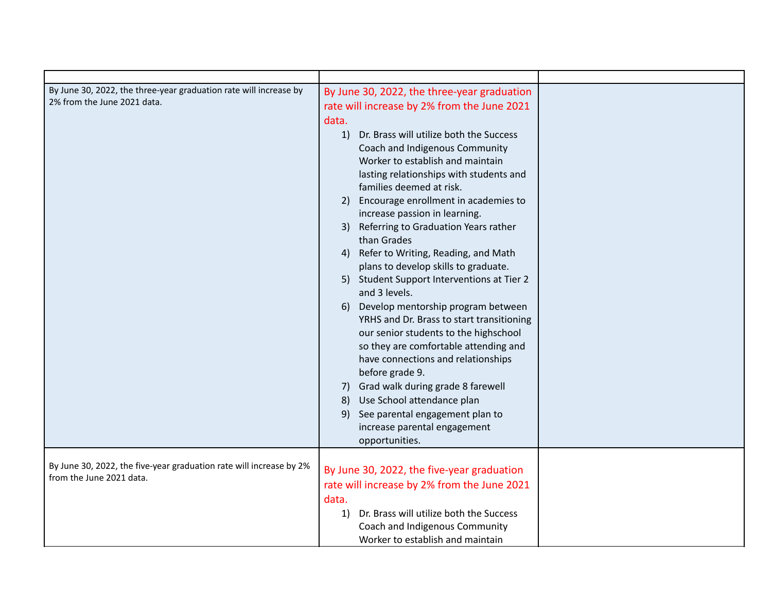| | | |
|---|---|---|
| By June 30, 2022, the three-year graduation rate will increase by 2% from the June 2021 data. | By June 30, 2022, the three-year graduation rate will increase by 2% from the June 2021 data.<br>1) Dr. Brass will utilize both the Success Coach and Indigenous Community Worker to establish and maintain lasting relationships with students and families deemed at risk.<br>2) Encourage enrollment in academies to increase passion in learning.<br>3) Referring to Graduation Years rather than Grades<br>4) Refer to Writing, Reading, and Math plans to develop skills to graduate.<br>5) Student Support Interventions at Tier 2 and 3 levels.<br>6) Develop mentorship program between YRHS and Dr. Brass to start transitioning our senior students to the highschool so they are comfortable attending and have connections and relationships before grade 9.<br>7) Grad walk during grade 8 farewell<br>8) Use School attendance plan<br>9) See parental engagement plan to increase parental engagement opportunities. | |
| By June 30, 2022, the five-year graduation rate will increase by 2% from the June 2021 data. | By June 30, 2022, the five-year graduation rate will increase by 2% from the June 2021 data.<br>1) Dr. Brass will utilize both the Success Coach and Indigenous Community Worker to establish and maintain | |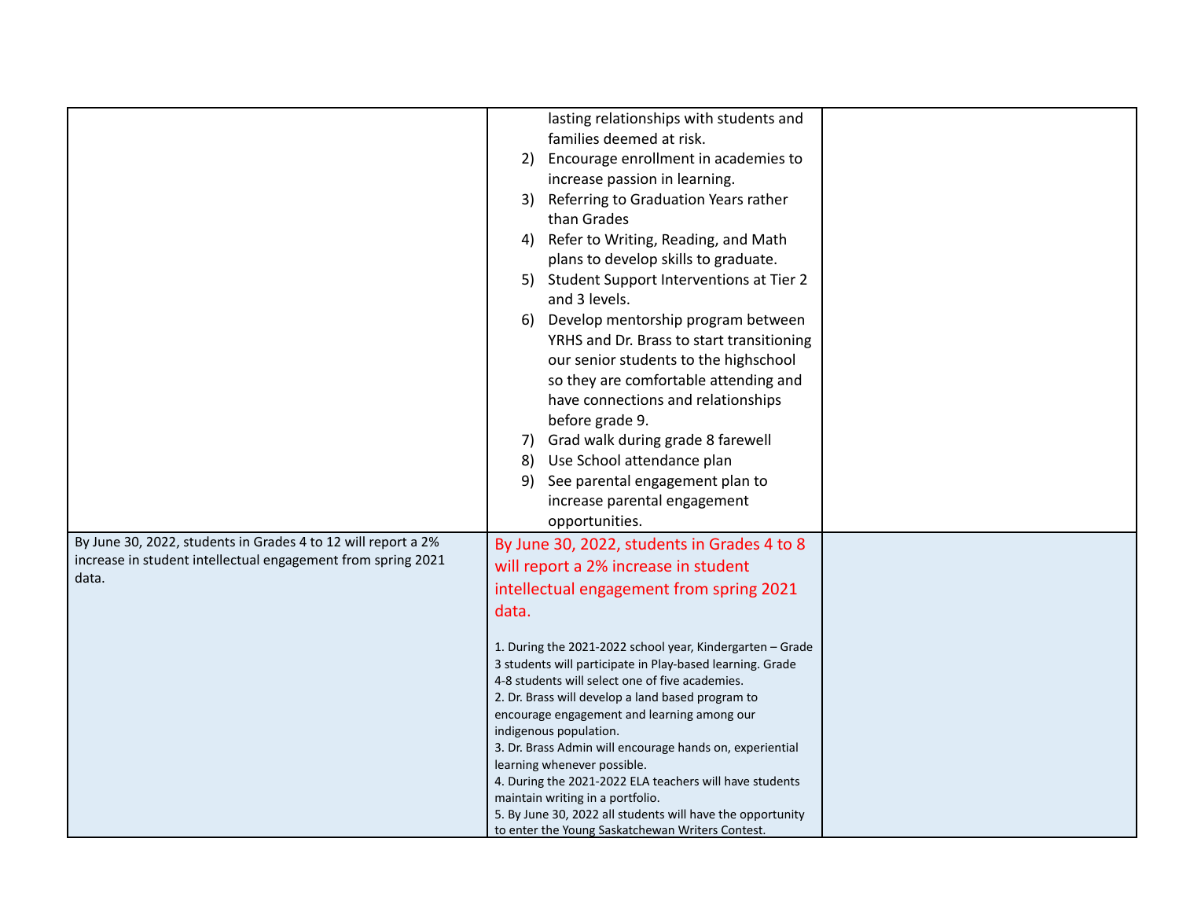| | | |
|---|---|---|
| | lasting relationships with students and families deemed at risk.<br>2) Encourage enrollment in academies to increase passion in learning.<br>3) Referring to Graduation Years rather than Grades<br>4) Refer to Writing, Reading, and Math plans to develop skills to graduate.<br>5) Student Support Interventions at Tier 2 and 3 levels.<br>6) Develop mentorship program between YRHS and Dr. Brass to start transitioning our senior students to the highschool so they are comfortable attending and have connections and relationships before grade 9.<br>7) Grad walk during grade 8 farewell<br>8) Use School attendance plan<br>9) See parental engagement plan to increase parental engagement opportunities. | |
| By June 30, 2022, students in Grades 4 to 12 will report a 2% increase in student intellectual engagement from spring 2021 data. | By June 30, 2022, students in Grades 4 to 8 will report a 2% increase in student intellectual engagement from spring 2021 data.<br><br>1. During the 2021-2022 school year, Kindergarten – Grade 3 students will participate in Play-based learning. Grade 4-8 students will select one of five academies.<br>2. Dr. Brass will develop a land based program to encourage engagement and learning among our indigenous population.<br>3. Dr. Brass Admin will encourage hands on, experiential learning whenever possible.<br>4. During the 2021-2022 ELA teachers will have students maintain writing in a portfolio.<br>5. By June 30, 2022 all students will have the opportunity to enter the Young Saskatchewan Writers Contest. | |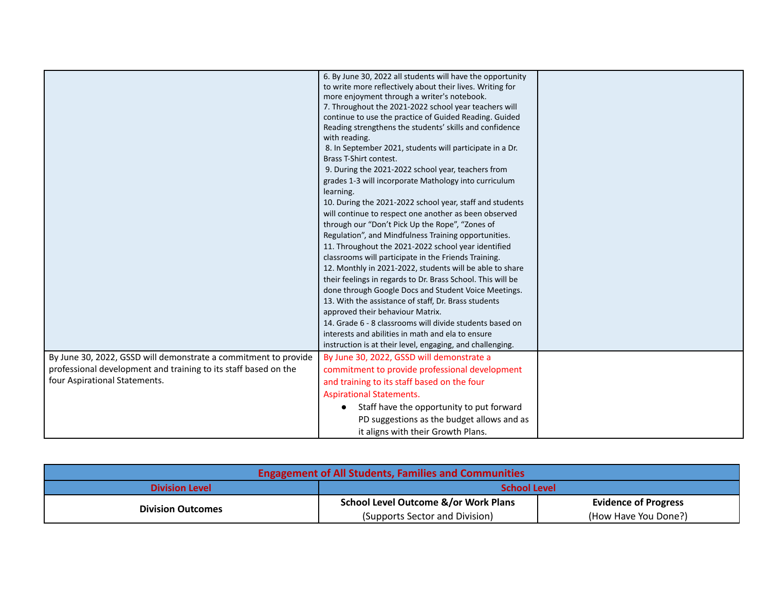| | | |
|---|---|---|
| | 6. By June 30, 2022 all students will have the opportunity to write more reflectively about their lives. Writing for more enjoyment through a writer's notebook.<br>7. Throughout the 2021-2022 school year teachers will continue to use the practice of Guided Reading. Guided Reading strengthens the students' skills and confidence with reading.<br>8. In September 2021, students will participate in a Dr. Brass T-Shirt contest.<br>9. During the 2021-2022 school year, teachers from grades 1-3 will incorporate Mathology into curriculum learning.<br>10. During the 2021-2022 school year, staff and students will continue to respect one another as been observed through our "Don't Pick Up the Rope", "Zones of Regulation", and Mindfulness Training opportunities.<br>11. Throughout the 2021-2022 school year identified classrooms will participate in the Friends Training.<br>12. Monthly in 2021-2022, students will be able to share their feelings in regards to Dr. Brass School. This will be done through Google Docs and Student Voice Meetings.<br>13. With the assistance of staff, Dr. Brass students approved their behaviour Matrix.<br>14. Grade 6 - 8 classrooms will divide students based on interests and abilities in math and ela to ensure instruction is at their level, engaging, and challenging. | |
| By June 30, 2022, GSSD will demonstrate a commitment to provide professional development and training to its staff based on the four Aspirational Statements. | By June 30, 2022, GSSD will demonstrate a commitment to provide professional development and training to its staff based on the four Aspirational Statements.<br>• Staff have the opportunity to put forward PD suggestions as the budget allows and as it aligns with their Growth Plans. | |

| **Engagement of All Students, Families and Communities** | | |
|---|---|---|
| **Division Level** | **School Level** | |
| **Division Outcomes** | **School Level Outcome &/or Work Plans**<br>(Supports Sector and Division) | **Evidence of Progress**<br>(How Have You Done?) |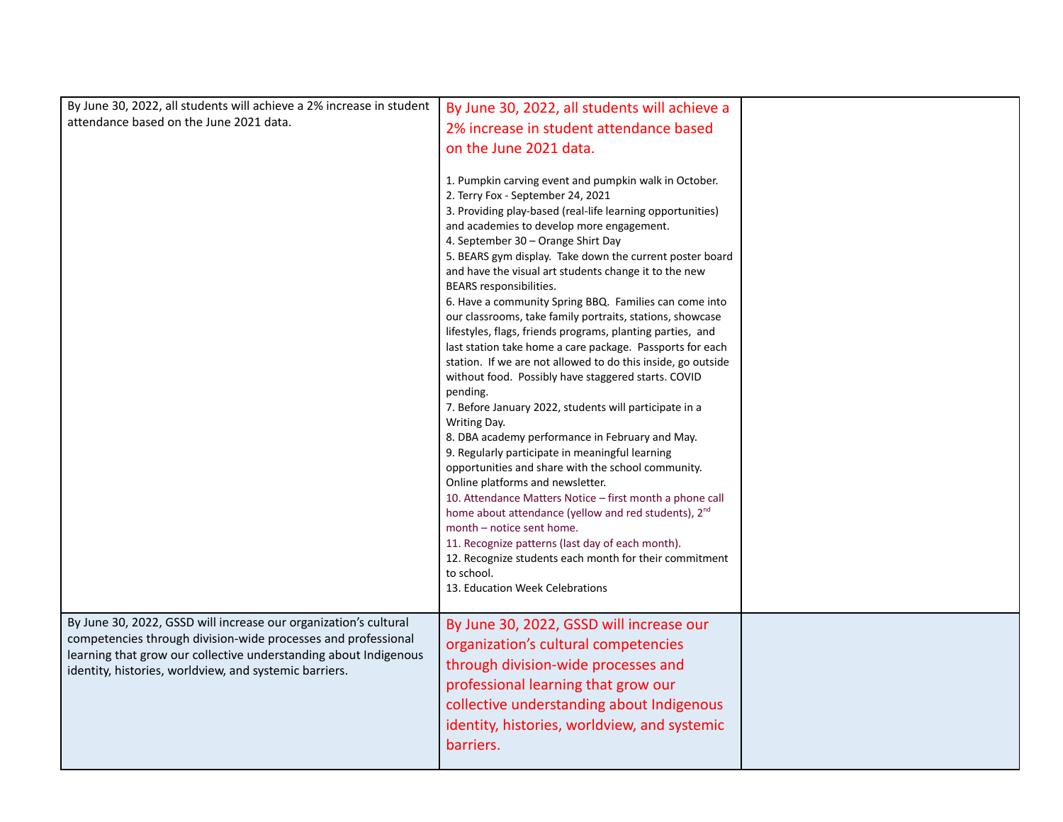| | | |
|---|---|---|
| By June 30, 2022, all students will achieve a 2% increase in student attendance based on the June 2021 data. | By June 30, 2022, all students will achieve a 2% increase in student attendance based on the June 2021 data.<br><br>1. Pumpkin carving event and pumpkin walk in October.<br>2. Terry Fox - September 24, 2021<br>3. Providing play-based (real-life learning opportunities) and academies to develop more engagement.<br>4. September 30 – Orange Shirt Day<br>5. BEARS gym display. Take down the current poster board and have the visual art students change it to the new BEARS responsibilities.<br>6. Have a community Spring BBQ. Families can come into our classrooms, take family portraits, stations, showcase lifestyles, flags, friends programs, planting parties, and last station take home a care package. Passports for each station. If we are not allowed to do this inside, go outside without food. Possibly have staggered starts. COVID pending.<br>7. Before January 2022, students will participate in a Writing Day.<br>8. DBA academy performance in February and May.<br>9. Regularly participate in meaningful learning opportunities and share with the school community. Online platforms and newsletter.<br>10. Attendance Matters Notice – first month a phone call home about attendance (yellow and red students), 2nd month – notice sent home.<br>11. Recognize patterns (last day of each month).<br>12. Recognize students each month for their commitment to school.<br>13. Education Week Celebrations | |
| By June 30, 2022, GSSD will increase our organization's cultural competencies through division-wide processes and professional learning that grow our collective understanding about Indigenous identity, histories, worldview, and systemic barriers. | By June 30, 2022, GSSD will increase our organization's cultural competencies through division-wide processes and professional learning that grow our collective understanding about Indigenous identity, histories, worldview, and systemic barriers. | |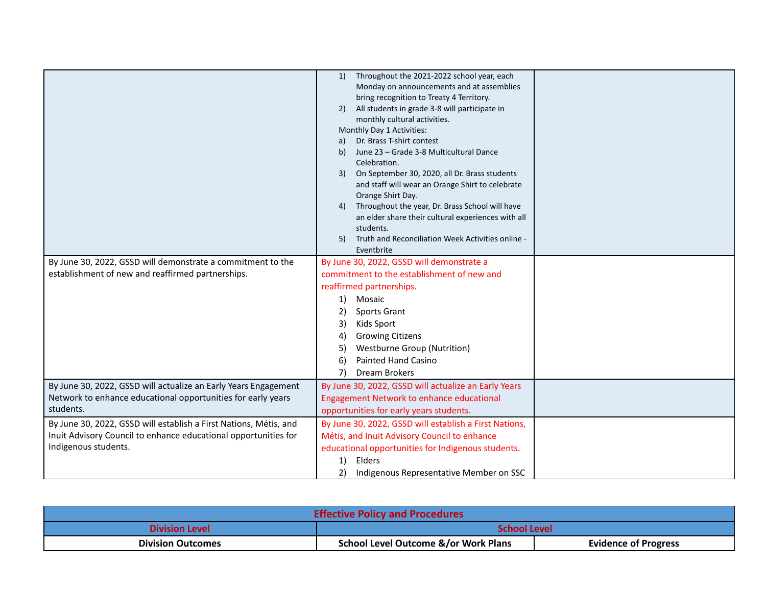| | | |
|---|---|---|
| | 1) Throughout the 2021-2022 school year, each Monday on announcements and at assemblies bring recognition to Treaty 4 Territory.<br>2) All students in grade 3-8 will participate in monthly cultural activities.<br>Monthly Day 1 Activities:<br>a) Dr. Brass T-shirt contest<br>b) June 23 – Grade 3-8 Multicultural Dance Celebration.<br>3) On September 30, 2020, all Dr. Brass students and staff will wear an Orange Shirt to celebrate Orange Shirt Day.<br>4) Throughout the year, Dr. Brass School will have an elder share their cultural experiences with all students.<br>5) Truth and Reconciliation Week Activities online - Eventbrite | |
| By June 30, 2022, GSSD will demonstrate a commitment to the establishment of new and reaffirmed partnerships. | By June 30, 2022, GSSD will demonstrate a commitment to the establishment of new and reaffirmed partnerships.<br>1) Mosaic<br>2) Sports Grant<br>3) Kids Sport<br>4) Growing Citizens<br>5) Westburne Group (Nutrition)<br>6) Painted Hand Casino<br>7) Dream Brokers | |
| By June 30, 2022, GSSD will actualize an Early Years Engagement Network to enhance educational opportunities for early years students. | By June 30, 2022, GSSD will actualize an Early Years Engagement Network to enhance educational opportunities for early years students. | |
| By June 30, 2022, GSSD will establish a First Nations, Métis, and Inuit Advisory Council to enhance educational opportunities for Indigenous students. | By June 30, 2022, GSSD will establish a First Nations, Métis, and Inuit Advisory Council to enhance educational opportunities for Indigenous students.<br>1) Elders<br>2) Indigenous Representative Member on SSC | |

| Effective Policy and Procedures | | |
|---|---|---|
| **Division Level** | **School Level** | |
| **Division Outcomes** | **School Level Outcome &/or Work Plans** | **Evidence of Progress** |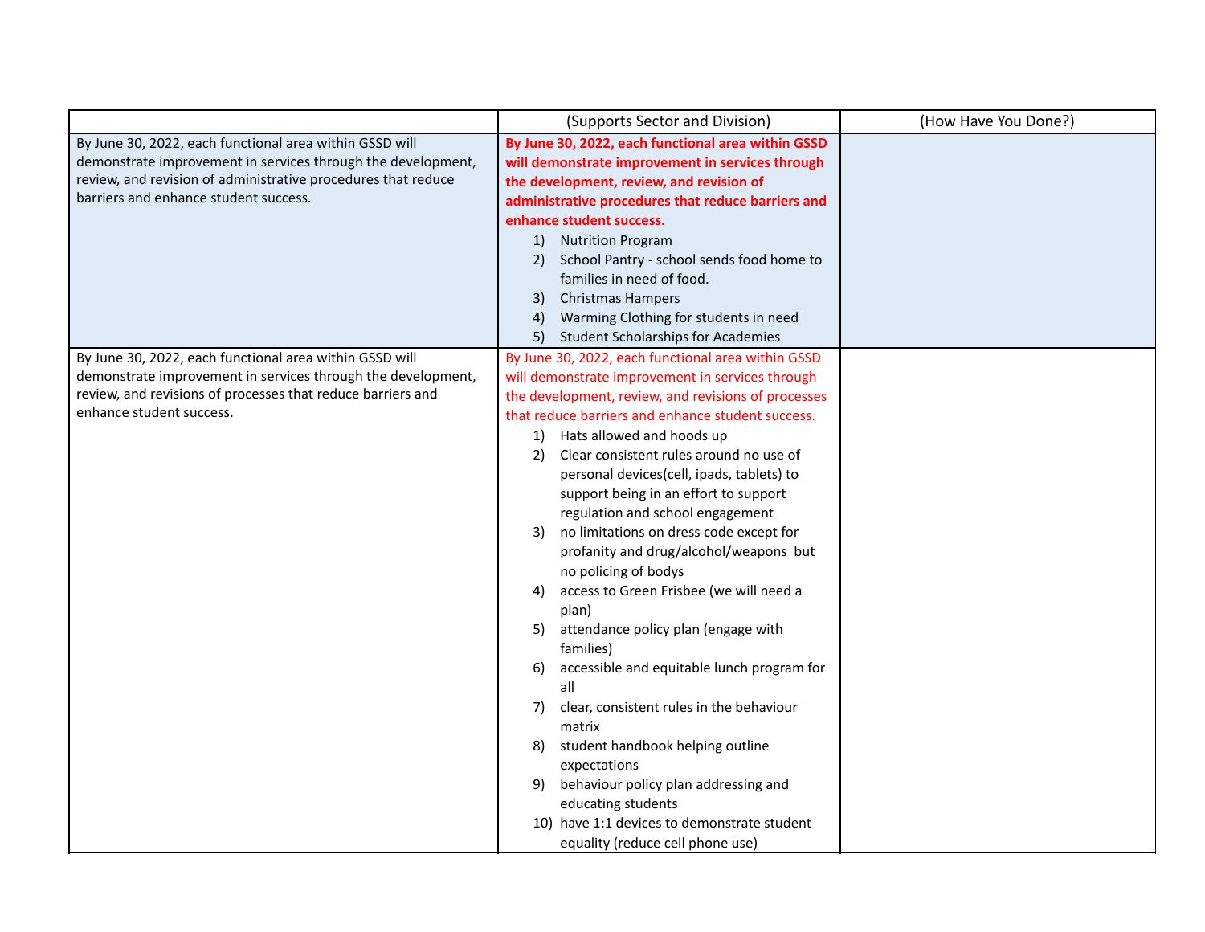| | (Supports Sector and Division) | (How Have You Done?) |
|---|---|---|
| By June 30, 2022, each functional area within GSSD will demonstrate improvement in services through the development, review, and revision of administrative procedures that reduce barriers and enhance student success. | **By June 30, 2022, each functional area within GSSD will demonstrate improvement in services through the development, review, and revision of administrative procedures that reduce barriers and enhance student success.**<br>1) Nutrition Program<br>2) School Pantry - school sends food home to families in need of food.<br>3) Christmas Hampers<br>4) Warming Clothing for students in need<br>5) Student Scholarships for Academies | |
| By June 30, 2022, each functional area within GSSD will demonstrate improvement in services through the development, review, and revisions of processes that reduce barriers and enhance student success. | By June 30, 2022, each functional area within GSSD will demonstrate improvement in services through the development, review, and revisions of processes that reduce barriers and enhance student success.<br>1) Hats allowed and hoods up<br>2) Clear consistent rules around no use of personal devices(cell, ipads, tablets) to support being in an effort to support regulation and school engagement<br>3) no limitations on dress code except for profanity and drug/alcohol/weapons but no policing of bodys<br>4) access to Green Frisbee (we will need a plan)<br>5) attendance policy plan (engage with families)<br>6) accessible and equitable lunch program for all<br>7) clear, consistent rules in the behaviour matrix<br>8) student handbook helping outline expectations<br>9) behaviour policy plan addressing and educating students<br>10) have 1:1 devices to demonstrate student equality (reduce cell phone use) | |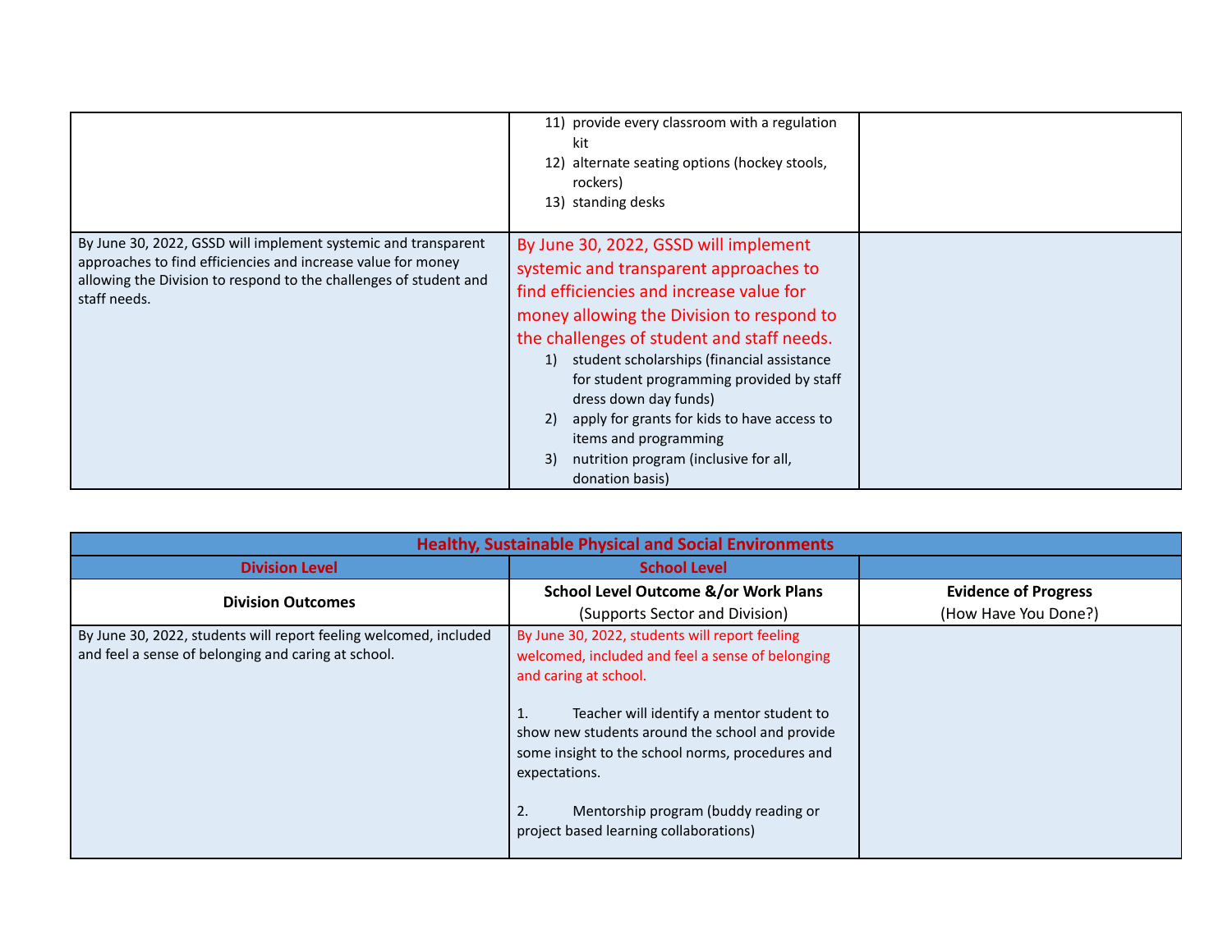| | | |
|---|---|---|
| | 11) provide every classroom with a regulation kit<br>12) alternate seating options (hockey stools, rockers)<br>13) standing desks | |
| By June 30, 2022, GSSD will implement systemic and transparent approaches to find efficiencies and increase value for money allowing the Division to respond to the challenges of student and staff needs. | By June 30, 2022, GSSD will implement systemic and transparent approaches to find efficiencies and increase value for money allowing the Division to respond to the challenges of student and staff needs.<br>1) student scholarships (financial assistance for student programming provided by staff dress down day funds)<br>2) apply for grants for kids to have access to items and programming<br>3) nutrition program (inclusive for all, donation basis) | |

| Healthy, Sustainable Physical and Social Environments | | |
|---|---|---|
| **Division Level** | **School Level** | |
| **Division Outcomes** | **School Level Outcome &/or Work Plans** (Supports Sector and Division) | **Evidence of Progress** (How Have You Done?) |
| By June 30, 2022, students will report feeling welcomed, included and feel a sense of belonging and caring at school. | By June 30, 2022, students will report feeling welcomed, included and feel a sense of belonging and caring at school.<br><br>1. Teacher will identify a mentor student to show new students around the school and provide some insight to the school norms, procedures and expectations.<br><br>2. Mentorship program (buddy reading or project based learning collaborations) | |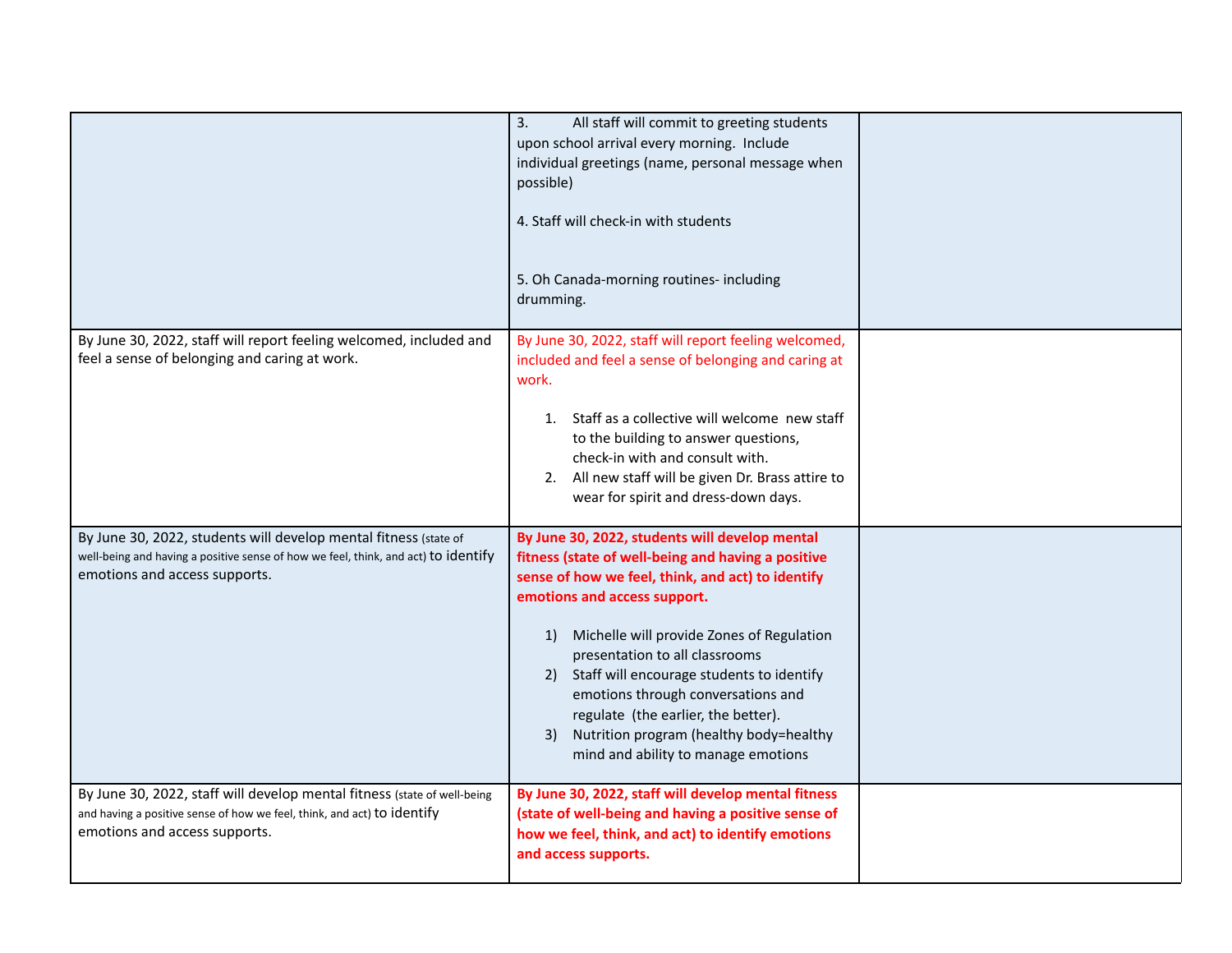| | | |
|---|---|---|
| | 3. All staff will commit to greeting students upon school arrival every morning. Include individual greetings (name, personal message when possible)<br><br>4. Staff will check-in with students<br><br>5. Oh Canada-morning routines- including drumming. | |
| By June 30, 2022, staff will report feeling welcomed, included and feel a sense of belonging and caring at work. | By June 30, 2022, staff will report feeling welcomed, included and feel a sense of belonging and caring at work.<br><br>1. Staff as a collective will welcome new staff to the building to answer questions, check-in with and consult with.<br>2. All new staff will be given Dr. Brass attire to wear for spirit and dress-down days. | |
| By June 30, 2022, students will develop mental fitness (state of well-being and having a positive sense of how we feel, think, and act) to identify emotions and access supports. | **By June 30, 2022, students will develop mental fitness (state of well-being and having a positive sense of how we feel, think, and act) to identify emotions and access support.**<br><br>1) Michelle will provide Zones of Regulation presentation to all classrooms<br>2) Staff will encourage students to identify emotions through conversations and regulate (the earlier, the better).<br>3) Nutrition program (healthy body=healthy mind and ability to manage emotions | |
| By June 30, 2022, staff will develop mental fitness (state of well-being and having a positive sense of how we feel, think, and act) to identify emotions and access supports. | **By June 30, 2022, staff will develop mental fitness (state of well-being and having a positive sense of how we feel, think, and act) to identify emotions and access supports.** | |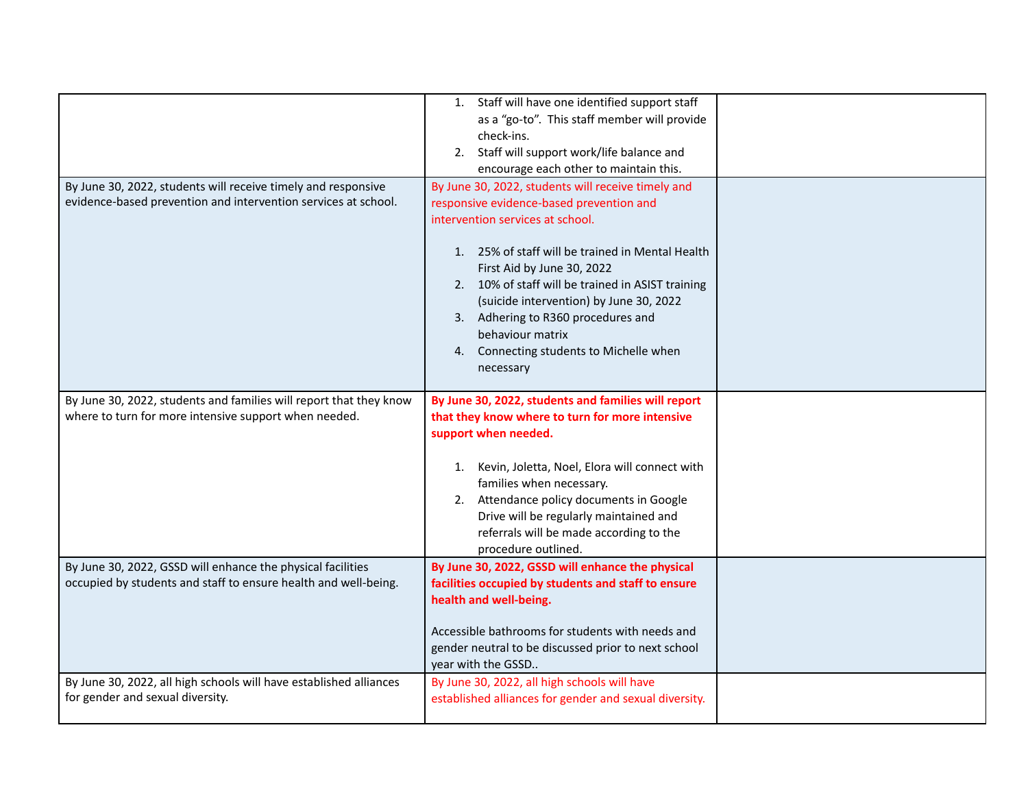| | | |
|---|---|---|
| | 1. Staff will have one identified support staff as a “go-to”. This staff member will provide check-ins.<br>2. Staff will support work/life balance and encourage each other to maintain this. | |
| By June 30, 2022, students will receive timely and responsive evidence-based prevention and intervention services at school. | By June 30, 2022, students will receive timely and responsive evidence-based prevention and intervention services at school.<br><br>1. 25% of staff will be trained in Mental Health First Aid by June 30, 2022<br>2. 10% of staff will be trained in ASIST training (suicide intervention) by June 30, 2022<br>3. Adhering to R360 procedures and behaviour matrix<br>4. Connecting students to Michelle when necessary | |
| By June 30, 2022, students and families will report that they know where to turn for more intensive support when needed. | **By June 30, 2022, students and families will report that they know where to turn for more intensive support when needed.**<br><br>1. Kevin, Joletta, Noel, Elora will connect with families when necessary.<br>2. Attendance policy documents in Google Drive will be regularly maintained and referrals will be made according to the procedure outlined. | |
| By June 30, 2022, GSSD will enhance the physical facilities occupied by students and staff to ensure health and well-being. | **By June 30, 2022, GSSD will enhance the physical facilities occupied by students and staff to ensure health and well-being.**<br><br>Accessible bathrooms for students with needs and gender neutral to be discussed prior to next school year with the GSSD.. | |
| By June 30, 2022, all high schools will have established alliances for gender and sexual diversity. | By June 30, 2022, all high schools will have established alliances for gender and sexual diversity. | |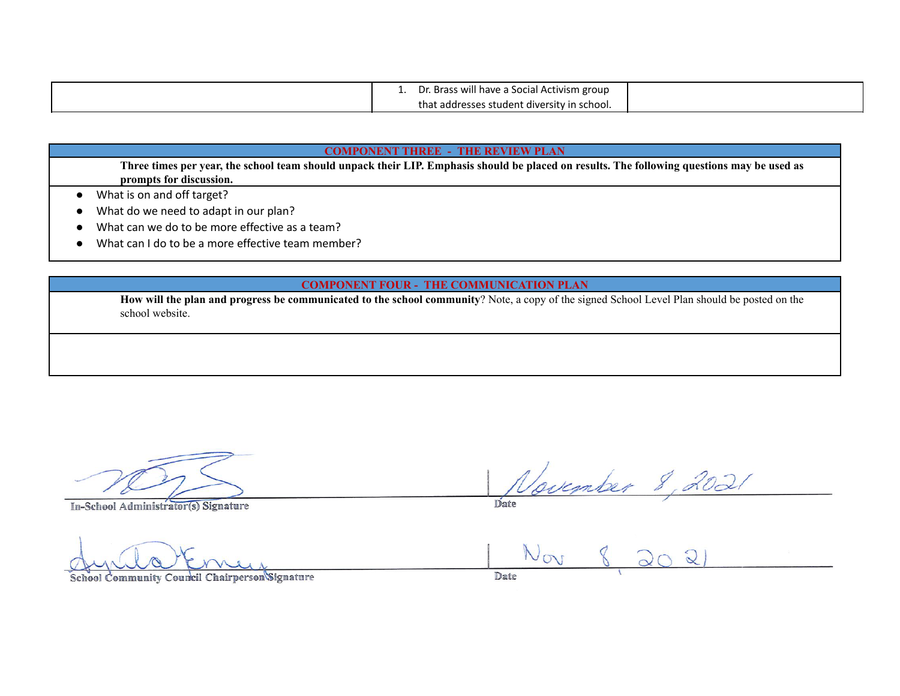| | | |
|---|---|---|
| | 1. Dr. Brass will have a Social Activism group that addresses student diversity in school. | |

| COMPONENT THREE - THE REVIEW PLAN |
|---|
| **Three times per year, the school team should unpack their LIP. Emphasis should be placed on results. The following questions may be used as prompts for discussion.** |
| • What is on and off target?<br>• What do we need to adapt in our plan?<br>• What can we do to be more effective as a team?<br>• What can I do to be a more effective team member? |

| COMPONENT FOUR - THE COMMUNICATION PLAN |
|---|
| **How will the plan and progress be communicated to the school community**? Note, a copy of the signed School Level Plan should be posted on the school website. |
| |

In-School Administrator(s) Signature — Date: November 8, 2021

School Community Council Chairperson Signature — Date: Nov 8, 2021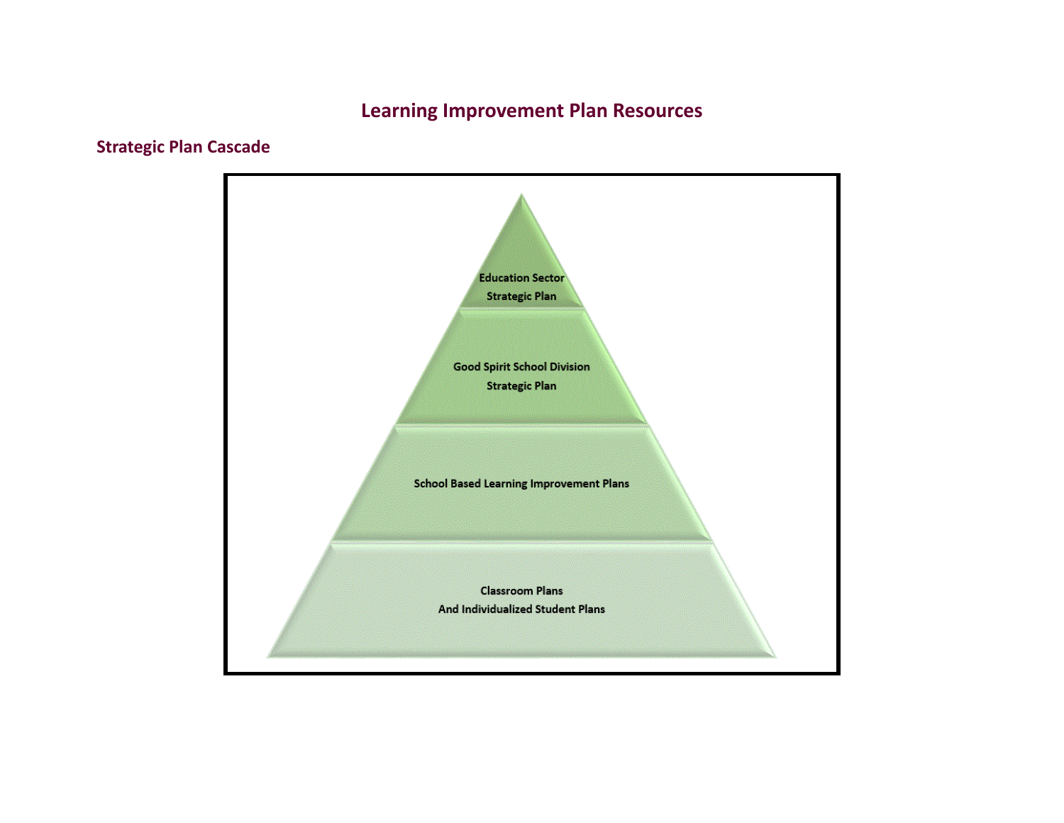# Learning Improvement Plan Resources

## Strategic Plan Cascade

Education Sector
Strategic Plan

Good Spirit School Division
Strategic Plan

School Based Learning Improvement Plans

Classroom Plans
And Individualized Student Plans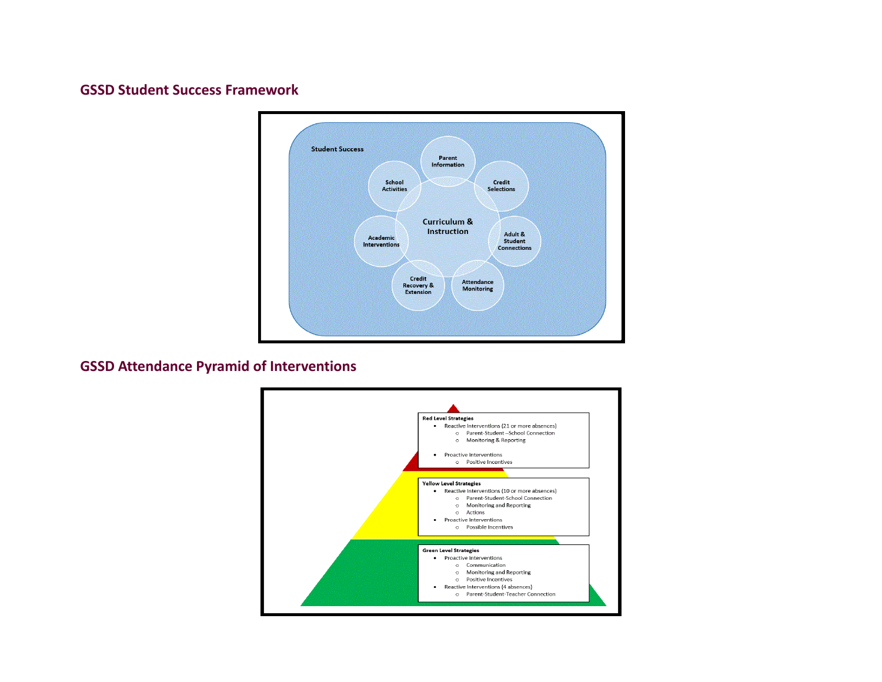## GSSD Student Success Framework

Student Success

- Parent Information
- Credit Selections
- Adult & Student Connections
- Attendance Monitoring
- Credit Recovery & Extension
- Academic Interventions
- School Activities

Curriculum & Instruction

## GSSD Attendance Pyramid of Interventions

**Red Level Strategies**

- Reactive Interventions (21 or more absences)
  - Parent-Student –School Connection
  - Monitoring & Reporting
- Proactive Interventions
  - Positive Incentives

**Yellow Level Strategies**

- Reactive Interventions (10 or more absences)
  - Parent-Student-School Connection
  - Monitoring and Reporting
  - Actions
- Proactive Interventions
  - Possible Incentives

**Green Level Strategies**

- Proactive Interventions
  - Communication
  - Monitoring and Reporting
  - Positive Incentives
- Reactive Interventions (4 absences)
  - Parent-Student-Teacher Connection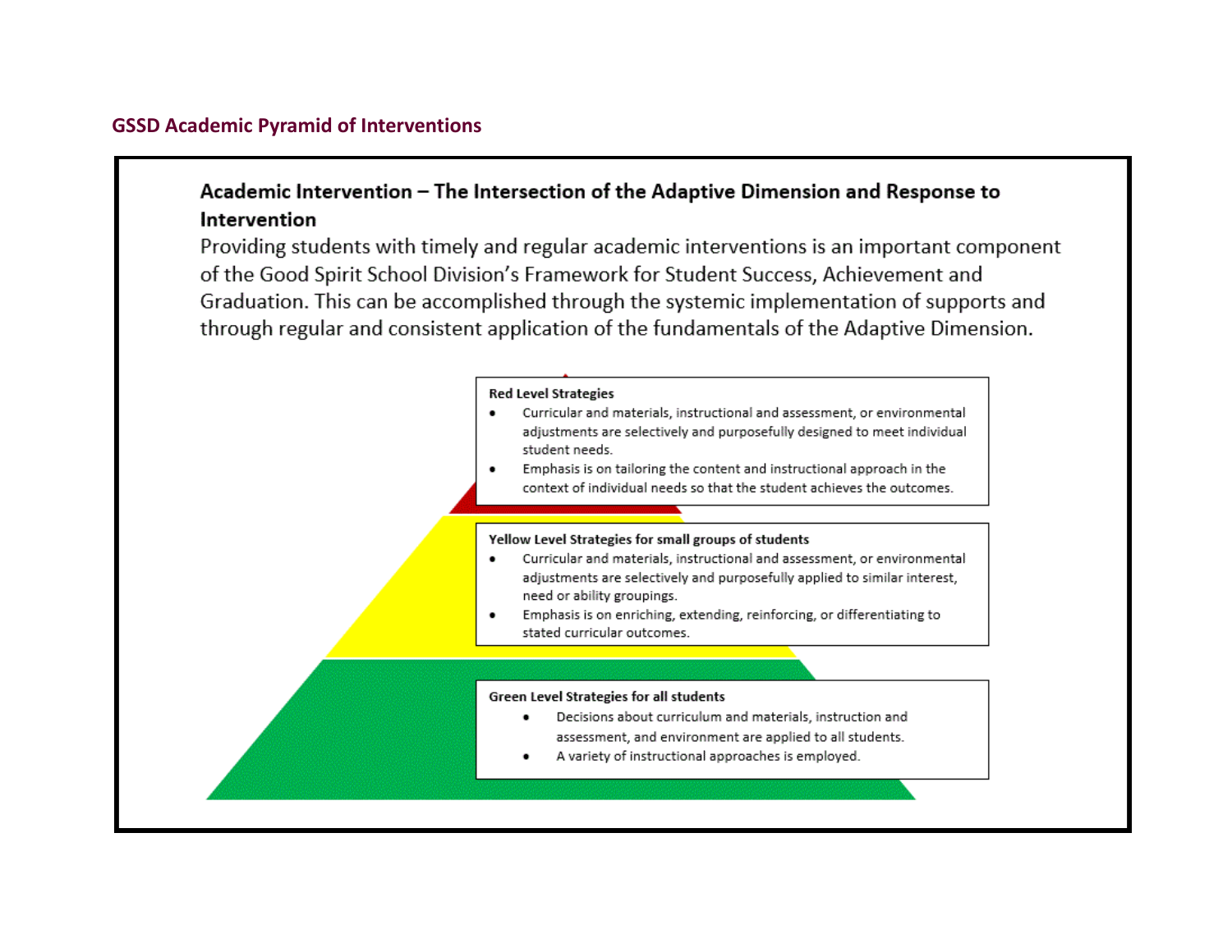## GSSD Academic Pyramid of Interventions

**Academic Intervention – The Intersection of the Adaptive Dimension and Response to Intervention**

Providing students with timely and regular academic interventions is an important component of the Good Spirit School Division's Framework for Student Success, Achievement and Graduation. This can be accomplished through the systemic implementation of supports and through regular and consistent application of the fundamentals of the Adaptive Dimension.

**Red Level Strategies**

- Curricular and materials, instructional and assessment, or environmental adjustments are selectively and purposefully designed to meet individual student needs.
- Emphasis is on tailoring the content and instructional approach in the context of individual needs so that the student achieves the outcomes.

**Yellow Level Strategies for small groups of students**

- Curricular and materials, instructional and assessment, or environmental adjustments are selectively and purposefully applied to similar interest, need or ability groupings.
- Emphasis is on enriching, extending, reinforcing, or differentiating to stated curricular outcomes.

**Green Level Strategies for all students**

- Decisions about curriculum and materials, instruction and assessment, and environment are applied to all students.
- A variety of instructional approaches is employed.